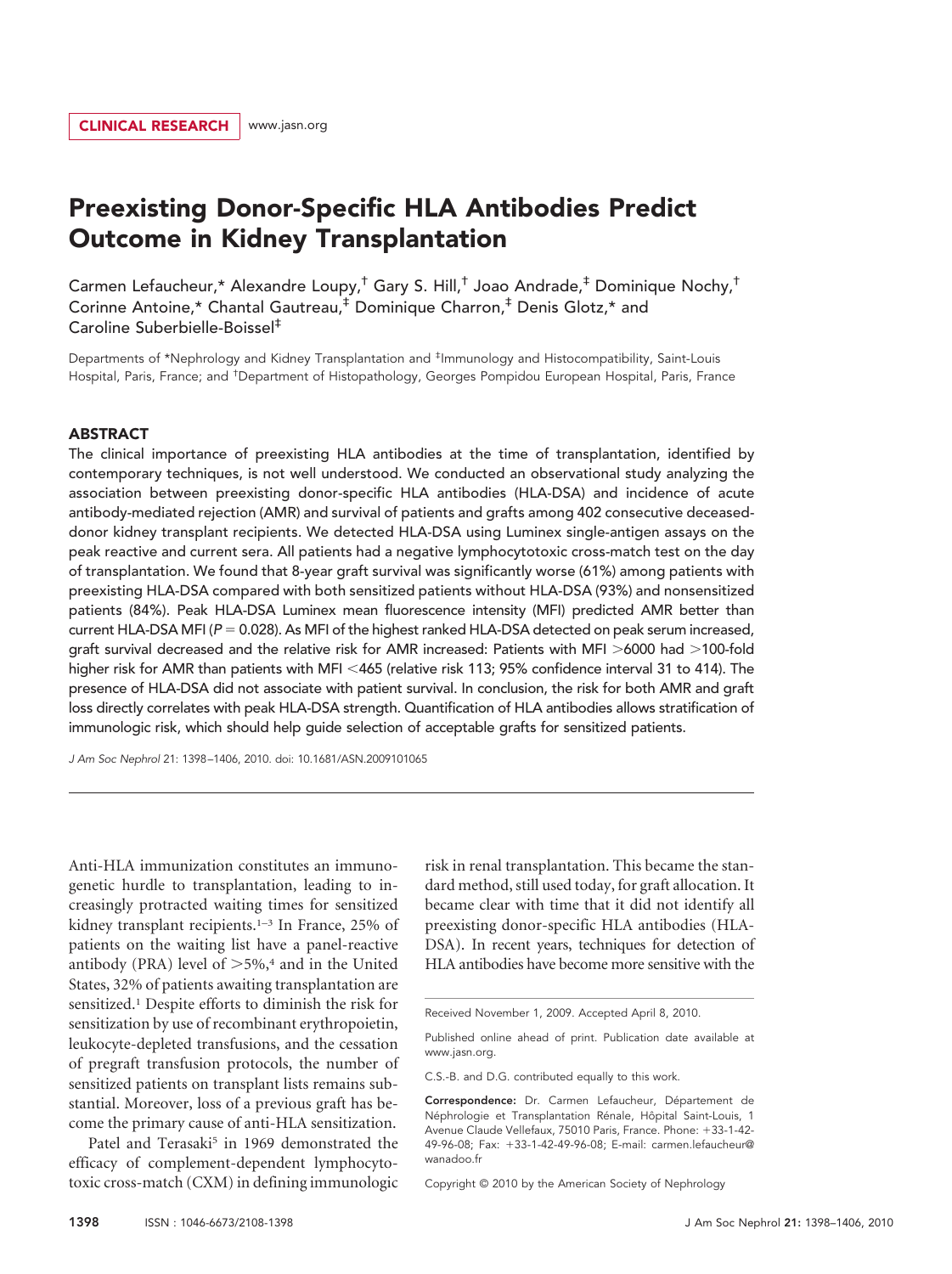CLINICAL RESEARCH www.jasn.org

# Preexisting Donor-Specific HLA Antibodies Predict Outcome in Kidney Transplantation

Carmen Lefaucheur,* Alexandre Loupy,† Gary S. Hill,† Joao Andrade,‡ Dominique Nochy,† Corinne Antoine,* Chantal Gautreau,‡ Dominique Charron,‡ Denis Glotz,* and Caroline Suberbielle-Boissel‡

Departments of *Nephrology and Kidney Transplantation and ‡Immunology and Histocompatibility, Saint-Louis Hospital, Paris, France; and †Department of Histopathology, Georges Pompidou European Hospital, Paris, France

## ABSTRACT

The clinical importance of preexisting HLA antibodies at the time of transplantation, identified by contemporary techniques, is not well understood. We conducted an observational study analyzing the association between preexisting donor-specific HLA antibodies (HLA-DSA) and incidence of acute antibody-mediated rejection (AMR) and survival of patients and grafts among 402 consecutive deceased-donor kidney transplant recipients. We detected HLA-DSA using Luminex single-antigen assays on the peak reactive and current sera. All patients had a negative lymphocytotoxic cross-match test on the day of transplantation. We found that 8-year graft survival was significantly worse (61%) among patients with preexisting HLA-DSA compared with both sensitized patients without HLA-DSA (93%) and nonsensitized patients (84%). Peak HLA-DSA Luminex mean fluorescence intensity (MFI) predicted AMR better than current HLA-DSA MFI ($P = 0.028$). As MFI of the highest ranked HLA-DSA detected on peak serum increased, graft survival decreased and the relative risk for AMR increased: Patients with MFI >6000 had >100-fold higher risk for AMR than patients with MFI <465 (relative risk 113; 95% confidence interval 31 to 414). The presence of HLA-DSA did not associate with patient survival. In conclusion, the risk for both AMR and graft loss directly correlates with peak HLA-DSA strength. Quantification of HLA antibodies allows stratification of immunologic risk, which should help guide selection of acceptable grafts for sensitized patients.

*J Am Soc Nephrol* 21: 1398–1406, 2010. doi: 10.1681/ASN.2009101065

Anti-HLA immunization constitutes an immunogenetic hurdle to transplantation, leading to increasingly protracted waiting times for sensitized kidney transplant recipients.[1–3] In France, 25% of patients on the waiting list have a panel-reactive antibody (PRA) level of >5%,[4] and in the United States, 32% of patients awaiting transplantation are sensitized.[1] Despite efforts to diminish the risk for sensitization by use of recombinant erythropoietin, leukocyte-depleted transfusions, and the cessation of pregraft transfusion protocols, the number of sensitized patients on transplant lists remains substantial. Moreover, loss of a previous graft has become the primary cause of anti-HLA sensitization.

Patel and Terasaki[5] in 1969 demonstrated the efficacy of complement-dependent lymphocytotoxic cross-match (CXM) in defining immunologic risk in renal transplantation. This became the standard method, still used today, for graft allocation. It became clear with time that it did not identify all preexisting donor-specific HLA antibodies (HLA-DSA). In recent years, techniques for detection of HLA antibodies have become more sensitive with the

Received November 1, 2009. Accepted April 8, 2010.

Published online ahead of print. Publication date available at www.jasn.org.

C.S.-B. and D.G. contributed equally to this work.

**Correspondence:** Dr. Carmen Lefaucheur, Département de Néphrologie et Transplantation Rénale, Hôpital Saint-Louis, 1 Avenue Claude Vellefaux, 75010 Paris, France. Phone: +33-1-42-49-96-08; Fax: +33-1-42-49-96-08; E-mail: carmen.lefaucheur@wanadoo.fr

Copyright © 2010 by the American Society of Nephrology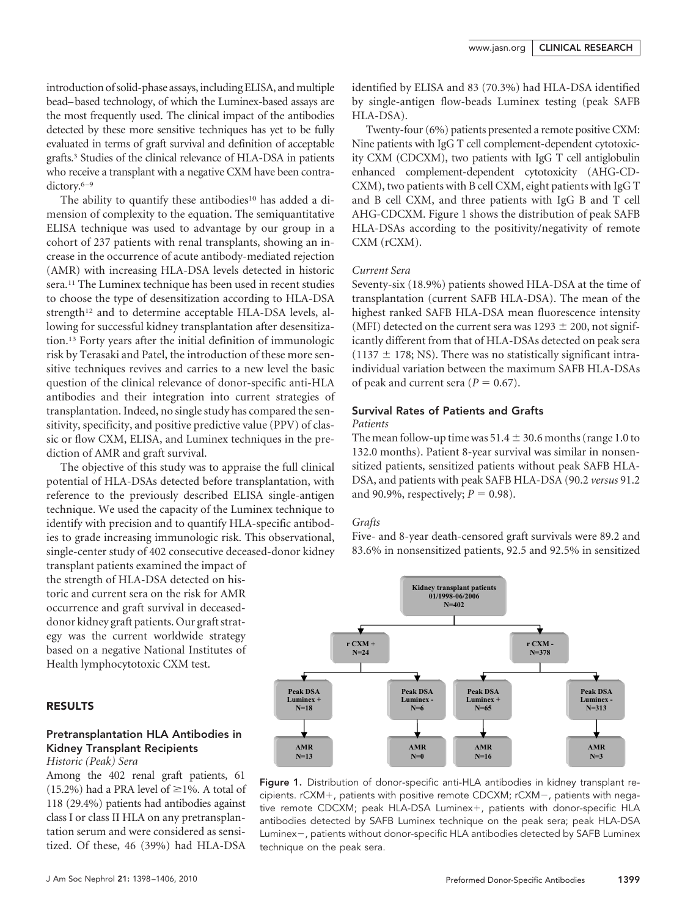introduction of solid-phase assays, including ELISA, and multiple bead–based technology, of which the Luminex-based assays are the most frequently used. The clinical impact of the antibodies detected by these more sensitive techniques has yet to be fully evaluated in terms of graft survival and definition of acceptable grafts.[3] Studies of the clinical relevance of HLA-DSA in patients who receive a transplant with a negative CXM have been contradictory.[6–9]

The ability to quantify these antibodies[10] has added a dimension of complexity to the equation. The semiquantitative ELISA technique was used to advantage by our group in a cohort of 237 patients with renal transplants, showing an increase in the occurrence of acute antibody-mediated rejection (AMR) with increasing HLA-DSA levels detected in historic sera.[11] The Luminex technique has been used in recent studies to choose the type of desensitization according to HLA-DSA strength[12] and to determine acceptable HLA-DSA levels, allowing for successful kidney transplantation after desensitization.[13] Forty years after the initial definition of immunologic risk by Terasaki and Patel, the introduction of these more sensitive techniques revives and carries to a new level the basic question of the clinical relevance of donor-specific anti-HLA antibodies and their integration into current strategies of transplantation. Indeed, no single study has compared the sensitivity, specificity, and positive predictive value (PPV) of classic or flow CXM, ELISA, and Luminex techniques in the prediction of AMR and graft survival.

The objective of this study was to appraise the full clinical potential of HLA-DSAs detected before transplantation, with reference to the previously described ELISA single-antigen technique. We used the capacity of the Luminex technique to identify with precision and to quantify HLA-specific antibodies to grade increasing immunologic risk. This observational, single-center study of 402 consecutive deceased-donor kidney transplant patients examined the impact of the strength of HLA-DSA detected on historic and current sera on the risk for AMR occurrence and graft survival in deceased-donor kidney graft patients. Our graft strategy was the current worldwide strategy based on a negative National Institutes of Health lymphocytotoxic CXM test.

## RESULTS

### Pretransplantation HLA Antibodies in Kidney Transplant Recipients

*Historic (Peak) Sera*

Among the 402 renal graft patients, 61 (15.2%) had a PRA level of ≥1%. A total of 118 (29.4%) patients had antibodies against class I or class II HLA on any pretransplantation serum and were considered as sensitized. Of these, 46 (39%) had HLA-DSA identified by ELISA and 83 (70.3%) had HLA-DSA identified by single-antigen flow-beads Luminex testing (peak SAFB HLA-DSA).

Twenty-four (6%) patients presented a remote positive CXM: Nine patients with IgG T cell complement-dependent cytotoxicity CXM (CDCXM), two patients with IgG T cell antiglobulin enhanced complement-dependent cytotoxicity (AHG-CD-CXM), two patients with B cell CXM, eight patients with IgG T and B cell CXM, and three patients with IgG B and T cell AHG-CDCXM. Figure 1 shows the distribution of peak SAFB HLA-DSAs according to the positivity/negativity of remote CXM (rCXM).

*Current Sera*

Seventy-six (18.9%) patients showed HLA-DSA at the time of transplantation (current SAFB HLA-DSA). The mean of the highest ranked SAFB HLA-DSA mean fluorescence intensity (MFI) detected on the current sera was 1293 ± 200, not significantly different from that of HLA-DSAs detected on peak sera (1137 ± 178; NS). There was no statistically significant intraindividual variation between the maximum SAFB HLA-DSAs of peak and current sera ($P = 0.67$).

### Survival Rates of Patients and Grafts

*Patients*

The mean follow-up time was 51.4 ± 30.6 months (range 1.0 to 132.0 months). Patient 8-year survival was similar in nonsensitized patients, sensitized patients without peak SAFB HLA-DSA, and patients with peak SAFB HLA-DSA (90.2 *versus* 91.2 and 90.9%, respectively; $P = 0.98$).

*Grafts*

Five- and 8-year death-censored graft survivals were 89.2 and 83.6% in nonsensitized patients, 92.5 and 92.5% in sensitized

Kidney transplant patients 01/1998-06/2006 N=402

- r CXM + N=24
  - Peak DSA Luminex + N=18 → AMR N=13
  - Peak DSA Luminex - N=6 → AMR N=0
- r CXM - N=378
  - Peak DSA Luminex + N=65 → AMR N=16
  - Peak DSA Luminex - N=313 → AMR N=3

**Figure 1.** Distribution of donor-specific anti-HLA antibodies in kidney transplant recipients. rCXM+, patients with positive remote CDCXM; rCXM−, patients with negative remote CDCXM; peak HLA-DSA Luminex+, patients with donor-specific HLA antibodies detected by SAFB Luminex technique on the peak sera; peak HLA-DSA Luminex−, patients without donor-specific HLA antibodies detected by SAFB Luminex technique on the peak sera.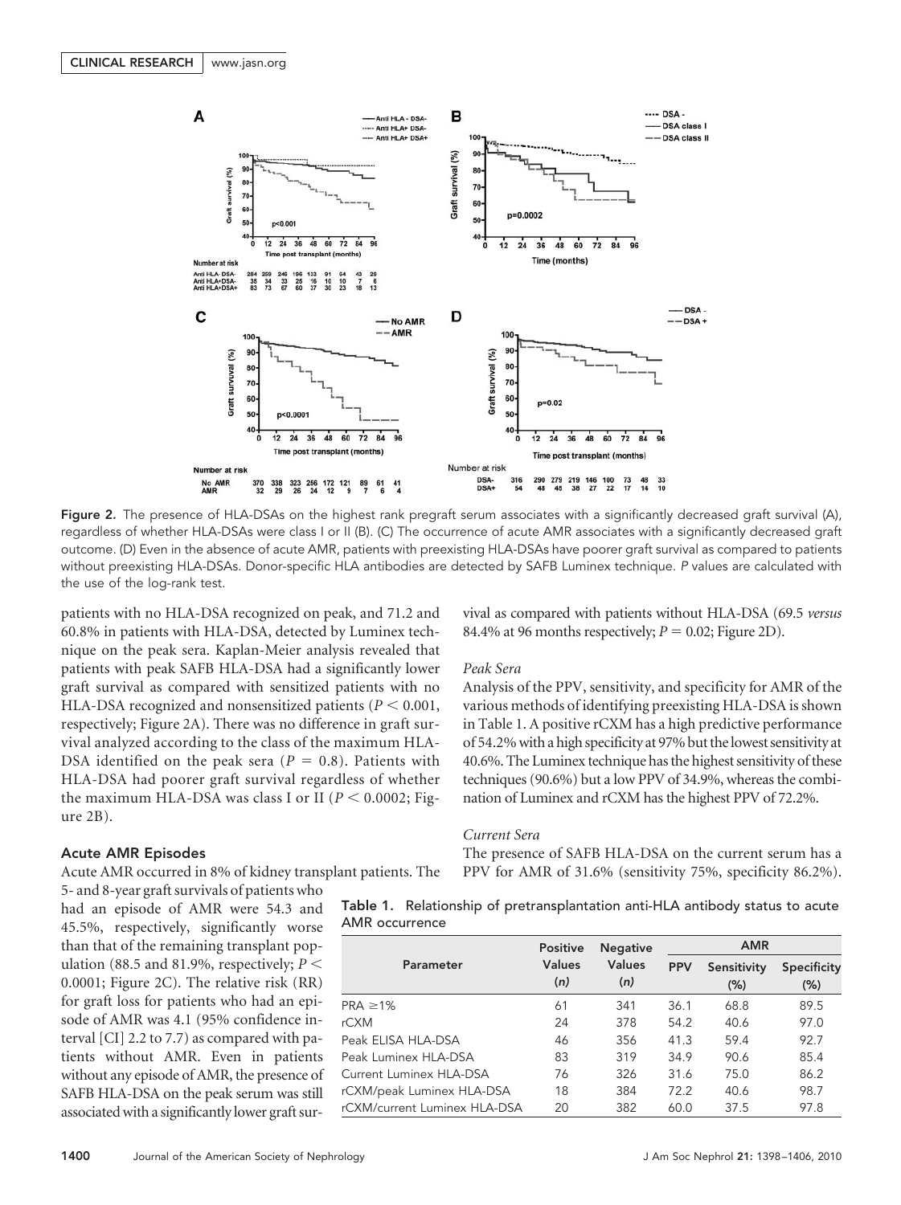Figure 2. The presence of HLA-DSAs on the highest rank pregraft serum associates with a significantly decreased graft survival (A), regardless of whether HLA-DSAs were class I or II (B). (C) The occurrence of acute AMR associates with a significantly decreased graft outcome. (D) Even in the absence of acute AMR, patients with preexisting HLA-DSAs have poorer graft survival as compared to patients without preexisting HLA-DSAs. Donor-specific HLA antibodies are detected by SAFB Luminex technique. *P* values are calculated with the use of the log-rank test.

patients with no HLA-DSA recognized on peak, and 71.2 and 60.8% in patients with HLA-DSA, detected by Luminex technique on the peak sera. Kaplan-Meier analysis revealed that patients with peak SAFB HLA-DSA had a significantly lower graft survival as compared with sensitized patients with no HLA-DSA recognized and nonsensitized patients ($P < 0.001$, respectively; Figure 2A). There was no difference in graft survival analyzed according to the class of the maximum HLA-DSA identified on the peak sera ($P = 0.8$). Patients with HLA-DSA had poorer graft survival regardless of whether the maximum HLA-DSA was class I or II ($P < 0.0002$; Figure 2B).

### Acute AMR Episodes

Acute AMR occurred in 8% of kidney transplant patients. The 5- and 8-year graft survivals of patients who had an episode of AMR were 54.3 and 45.5%, respectively, significantly worse than that of the remaining transplant population (88.5 and 81.9%, respectively; $P < 0.0001$; Figure 2C). The relative risk (RR) for graft loss for patients who had an episode of AMR was 4.1 (95% confidence interval [CI] 2.2 to 7.7) as compared with patients without AMR. Even in patients without any episode of AMR, the presence of SAFB HLA-DSA on the peak serum was still associated with a significantly lower graft survival as compared with patients without HLA-DSA (69.5 *versus* 84.4% at 96 months respectively; $P = 0.02$; Figure 2D).

*Peak Sera*

Analysis of the PPV, sensitivity, and specificity for AMR of the various methods of identifying preexisting HLA-DSA is shown in Table 1. A positive rCXM has a high predictive performance of 54.2% with a high specificity at 97% but the lowest sensitivity at 40.6%. The Luminex technique has the highest sensitivity of these techniques (90.6%) but a low PPV of 34.9%, whereas the combination of Luminex and rCXM has the highest PPV of 72.2%.

*Current Sera*

The presence of SAFB HLA-DSA on the current serum has a PPV for AMR of 31.6% (sensitivity 75%, specificity 86.2%).

**Table 1.** Relationship of pretransplantation anti-HLA antibody status to acute AMR occurrence

| Parameter | Positive Values (*n*) | Negative Values (*n*) | AMR | | |
|---|---|---|---|---|---|
| | | | PPV | Sensitivity (%) | Specificity (%) |
| PRA ≥1% | 61 | 341 | 36.1 | 68.8 | 89.5 |
| rCXM | 24 | 378 | 54.2 | 40.6 | 97.0 |
| Peak ELISA HLA-DSA | 46 | 356 | 41.3 | 59.4 | 92.7 |
| Peak Luminex HLA-DSA | 83 | 319 | 34.9 | 90.6 | 85.4 |
| Current Luminex HLA-DSA | 76 | 326 | 31.6 | 75.0 | 86.2 |
| rCXM/peak Luminex HLA-DSA | 18 | 384 | 72.2 | 40.6 | 98.7 |
| rCXM/current Luminex HLA-DSA | 20 | 382 | 60.0 | 37.5 | 97.8 |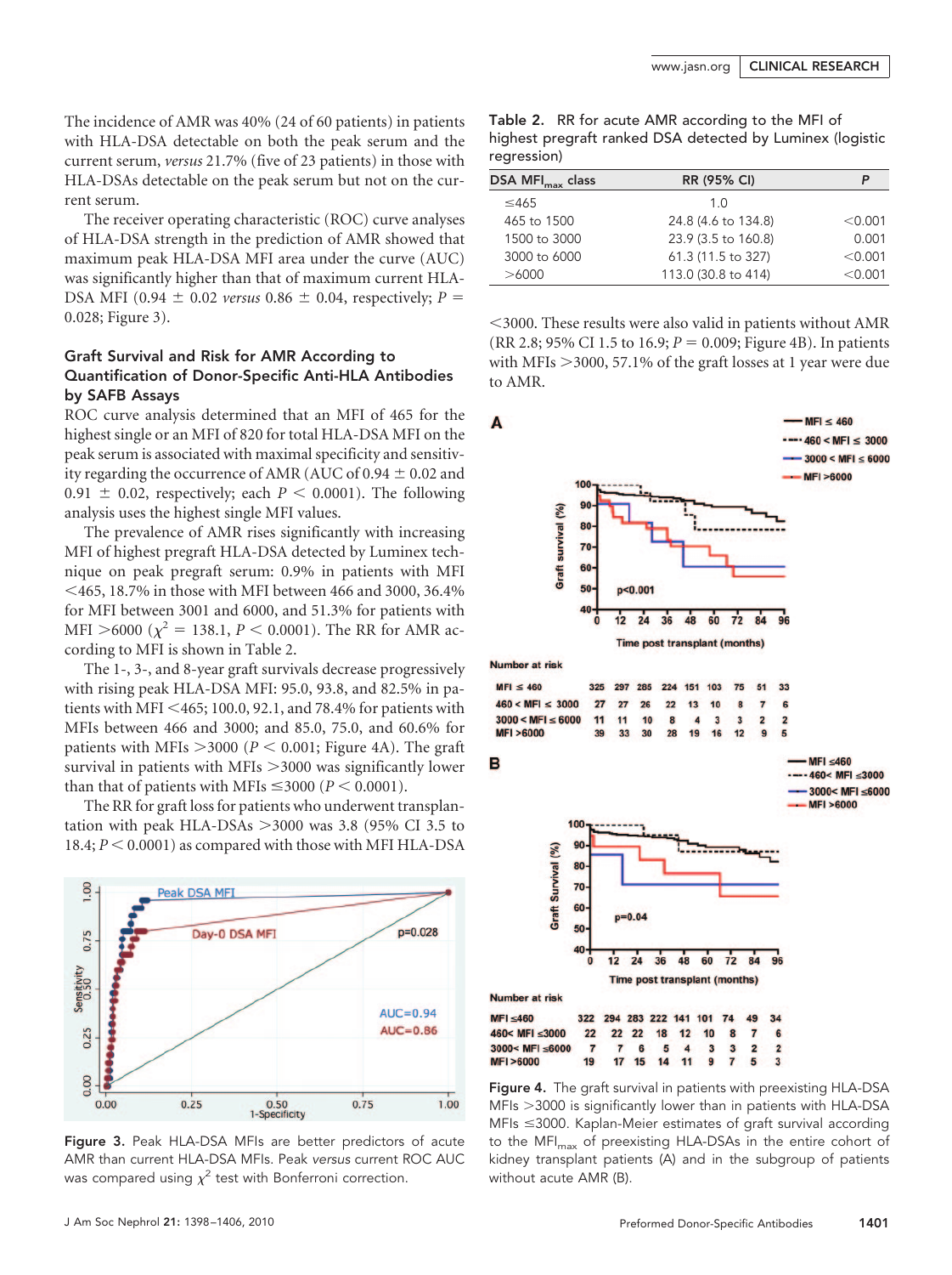The incidence of AMR was 40% (24 of 60 patients) in patients with HLA-DSA detectable on both the peak serum and the current serum, *versus* 21.7% (five of 23 patients) in those with HLA-DSAs detectable on the peak serum but not on the current serum.

The receiver operating characteristic (ROC) curve analyses of HLA-DSA strength in the prediction of AMR showed that maximum peak HLA-DSA MFI area under the curve (AUC) was significantly higher than that of maximum current HLA-DSA MFI (0.94 ± 0.02 *versus* 0.86 ± 0.04, respectively; $P = 0.028$; Figure 3).

### Graft Survival and Risk for AMR According to Quantification of Donor-Specific Anti-HLA Antibodies by SAFB Assays

ROC curve analysis determined that an MFI of 465 for the highest single or an MFI of 820 for total HLA-DSA MFI on the peak serum is associated with maximal specificity and sensitivity regarding the occurrence of AMR (AUC of 0.94 ± 0.02 and 0.91 ± 0.02, respectively; each $P < 0.0001$). The following analysis uses the highest single MFI values.

The prevalence of AMR rises significantly with increasing MFI of highest pregraft HLA-DSA detected by Luminex technique on peak pregraft serum: 0.9% in patients with MFI <465, 18.7% in those with MFI between 466 and 3000, 36.4% for MFI between 3001 and 6000, and 51.3% for patients with MFI >6000 ($\chi^2 = 138.1$, $P < 0.0001$). The RR for AMR according to MFI is shown in Table 2.

The 1-, 3-, and 8-year graft survivals decrease progressively with rising peak HLA-DSA MFI: 95.0, 93.8, and 82.5% in patients with MFI <465; 100.0, 92.1, and 78.4% for patients with MFIs between 466 and 3000; and 85.0, 75.0, and 60.6% for patients with MFIs >3000 ($P < 0.001$; Figure 4A). The graft survival in patients with MFIs >3000 was significantly lower than that of patients with MFIs ≤3000 ($P < 0.0001$).

The RR for graft loss for patients who underwent transplantation with peak HLA-DSAs >3000 was 3.8 (95% CI 3.5 to 18.4; $P < 0.0001$) as compared with those with MFI HLA-DSA <3000. These results were also valid in patients without AMR (RR 2.8; 95% CI 1.5 to 16.9; $P = 0.009$; Figure 4B). In patients with MFIs >3000, 57.1% of the graft losses at 1 year were due to AMR.

Table 2. RR for acute AMR according to the MFI of highest pregraft ranked DSA detected by Luminex (logistic regression)

| DSA $MFI_{max}$ class | RR (95% CI) | P |
|---|---|---|
| ≤465 | 1.0 | |
| 465 to 1500 | 24.8 (4.6 to 134.8) | <0.001 |
| 1500 to 3000 | 23.9 (3.5 to 160.8) | 0.001 |
| 3000 to 6000 | 61.3 (11.5 to 327) | <0.001 |
| >6000 | 113.0 (30.8 to 414) | <0.001 |

Figure 3. Peak HLA-DSA MFIs are better predictors of acute AMR than current HLA-DSA MFIs. Peak *versus* current ROC AUC was compared using $\chi^2$ test with Bonferroni correction.

Figure 4. The graft survival in patients with preexisting HLA-DSA MFIs >3000 is significantly lower than in patients with HLA-DSA MFIs ≤3000. Kaplan-Meier estimates of graft survival according to the $MFI_{max}$ of preexisting HLA-DSAs in the entire cohort of kidney transplant patients (A) and in the subgroup of patients without acute AMR (B).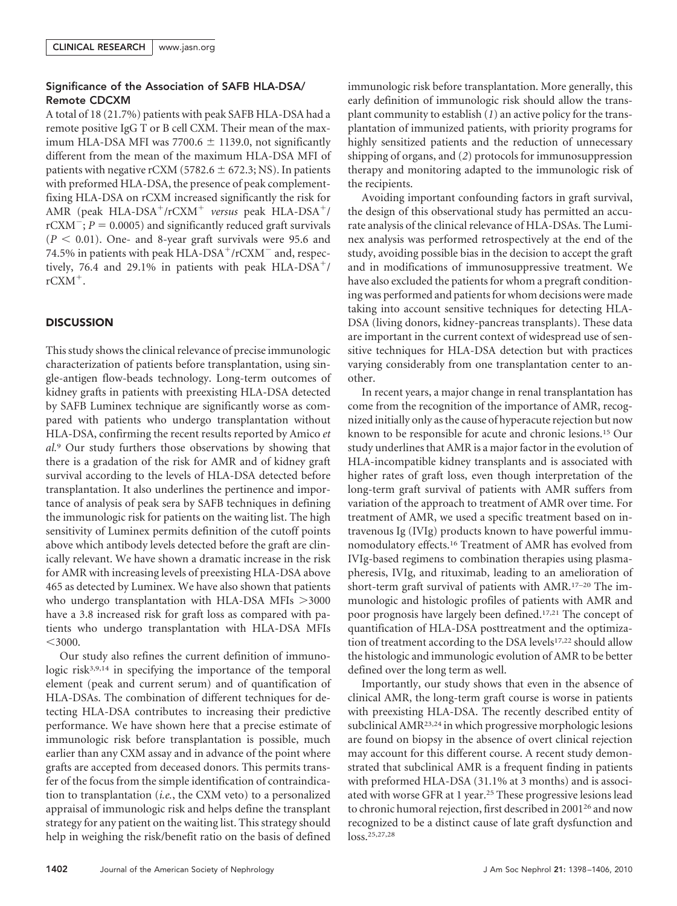### Significance of the Association of SAFB HLA-DSA/Remote CDCXM

A total of 18 (21.7%) patients with peak SAFB HLA-DSA had a remote positive IgG T or B cell CXM. Their mean of the maximum HLA-DSA MFI was 7700.6 ± 1139.0, not significantly different from the mean of the maximum HLA-DSA MFI of patients with negative rCXM (5782.6 ± 672.3; NS). In patients with preformed HLA-DSA, the presence of peak complement-fixing HLA-DSA on rCXM increased significantly the risk for AMR (peak HLA-DSA$^+$/rCXM$^+$ *versus* peak HLA-DSA$^+$/rCXM$^-$; $P = 0.0005$) and significantly reduced graft survivals ($P < 0.01$). One- and 8-year graft survivals were 95.6 and 74.5% in patients with peak HLA-DSA$^+$/rCXM$^-$ and, respectively, 76.4 and 29.1% in patients with peak HLA-DSA$^+$/rCXM$^+$.

## DISCUSSION

This study shows the clinical relevance of precise immunologic characterization of patients before transplantation, using single-antigen flow-beads technology. Long-term outcomes of kidney grafts in patients with preexisting HLA-DSA detected by SAFB Luminex technique are significantly worse as compared with patients who undergo transplantation without HLA-DSA, confirming the recent results reported by Amico *et al.*[9] Our study furthers those observations by showing that there is a gradation of the risk for AMR and of kidney graft survival according to the levels of HLA-DSA detected before transplantation. It also underlines the pertinence and importance of analysis of peak sera by SAFB techniques in defining the immunologic risk for patients on the waiting list. The high sensitivity of Luminex permits definition of the cutoff points above which antibody levels detected before the graft are clinically relevant. We have shown a dramatic increase in the risk for AMR with increasing levels of preexisting HLA-DSA above 465 as detected by Luminex. We have also shown that patients who undergo transplantation with HLA-DSA MFIs >3000 have a 3.8 increased risk for graft loss as compared with patients who undergo transplantation with HLA-DSA MFIs <3000.

Our study also refines the current definition of immunologic risk[3,9,14] in specifying the importance of the temporal element (peak and current serum) and of quantification of HLA-DSAs. The combination of different techniques for detecting HLA-DSA contributes to increasing their predictive performance. We have shown here that a precise estimate of immunologic risk before transplantation is possible, much earlier than any CXM assay and in advance of the point where grafts are accepted from deceased donors. This permits transfer of the focus from the simple identification of contraindication to transplantation (*i.e.*, the CXM veto) to a personalized appraisal of immunologic risk and helps define the transplant strategy for any patient on the waiting list. This strategy should help in weighing the risk/benefit ratio on the basis of defined immunologic risk before transplantation. More generally, this early definition of immunologic risk should allow the transplant community to establish (*1*) an active policy for the transplantation of immunized patients, with priority programs for highly sensitized patients and the reduction of unnecessary shipping of organs, and (*2*) protocols for immunosuppression therapy and monitoring adapted to the immunologic risk of the recipients.

Avoiding important confounding factors in graft survival, the design of this observational study has permitted an accurate analysis of the clinical relevance of HLA-DSAs. The Luminex analysis was performed retrospectively at the end of the study, avoiding possible bias in the decision to accept the graft and in modifications of immunosuppressive treatment. We have also excluded the patients for whom a pregraft conditioning was performed and patients for whom decisions were made taking into account sensitive techniques for detecting HLA-DSA (living donors, kidney-pancreas transplants). These data are important in the current context of widespread use of sensitive techniques for HLA-DSA detection but with practices varying considerably from one transplantation center to another.

In recent years, a major change in renal transplantation has come from the recognition of the importance of AMR, recognized initially only as the cause of hyperacute rejection but now known to be responsible for acute and chronic lesions.[15] Our study underlines that AMR is a major factor in the evolution of HLA-incompatible kidney transplants and is associated with higher rates of graft loss, even though interpretation of the long-term graft survival of patients with AMR suffers from variation of the approach to treatment of AMR over time. For treatment of AMR, we used a specific treatment based on intravenous Ig (IVIg) products known to have powerful immunomodulatory effects.[16] Treatment of AMR has evolved from IVIg-based regimens to combination therapies using plasmapheresis, IVIg, and rituximab, leading to an amelioration of short-term graft survival of patients with AMR.[17–20] The immunologic and histologic profiles of patients with AMR and poor prognosis have largely been defined.[17,21] The concept of quantification of HLA-DSA posttreatment and the optimization of treatment according to the DSA levels[17,22] should allow the histologic and immunologic evolution of AMR to be better defined over the long term as well.

Importantly, our study shows that even in the absence of clinical AMR, the long-term graft course is worse in patients with preexisting HLA-DSA. The recently described entity of subclinical AMR[23,24] in which progressive morphologic lesions are found on biopsy in the absence of overt clinical rejection may account for this different course. A recent study demonstrated that subclinical AMR is a frequent finding in patients with preformed HLA-DSA (31.1% at 3 months) and is associated with worse GFR at 1 year.[25] These progressive lesions lead to chronic humoral rejection, first described in 2001[26] and now recognized to be a distinct cause of late graft dysfunction and loss.[25,27,28]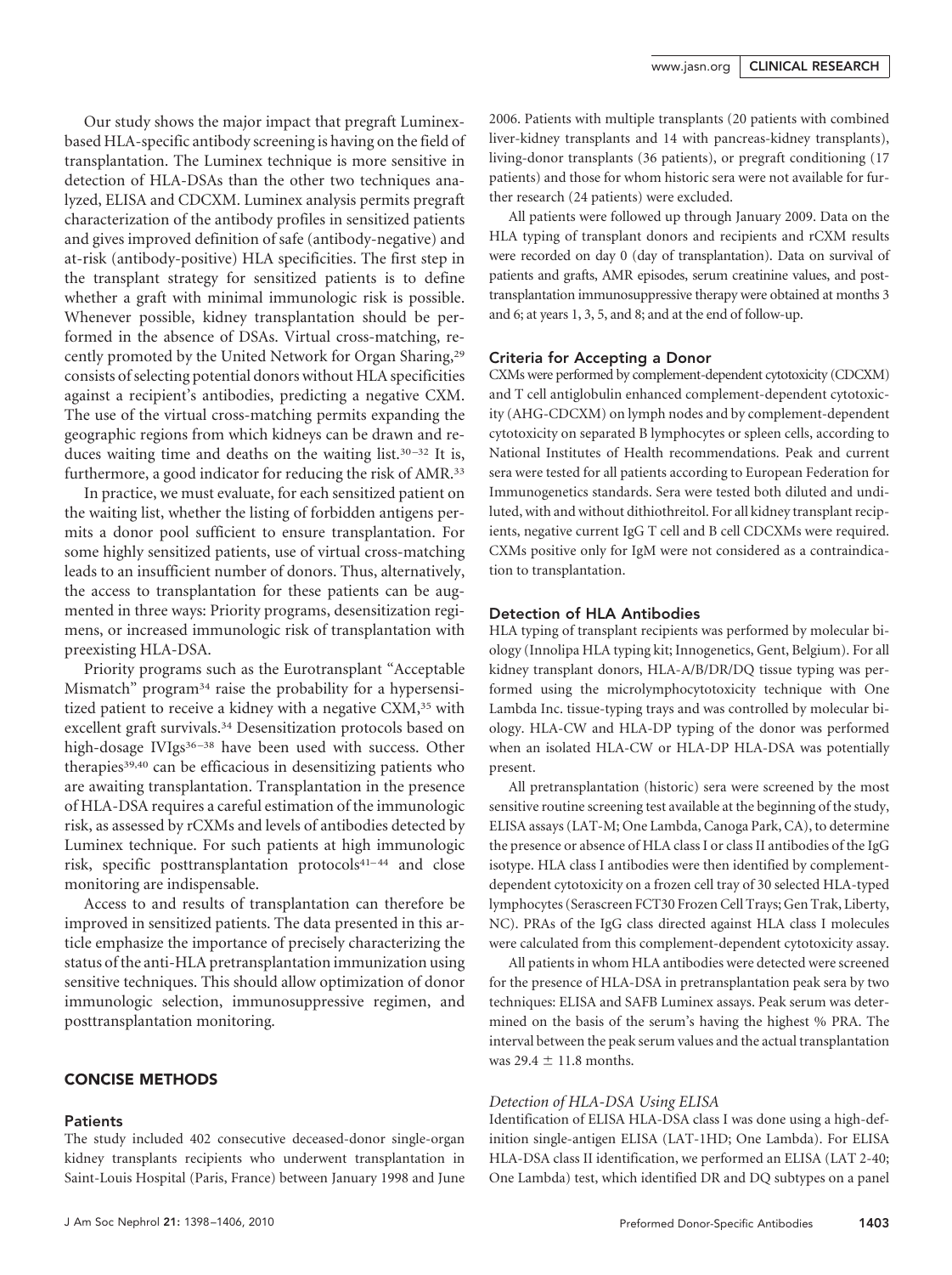Our study shows the major impact that pregraft Luminex-based HLA-specific antibody screening is having on the field of transplantation. The Luminex technique is more sensitive in detection of HLA-DSAs than the other two techniques analyzed, ELISA and CDCXM. Luminex analysis permits pregraft characterization of the antibody profiles in sensitized patients and gives improved definition of safe (antibody-negative) and at-risk (antibody-positive) HLA specificities. The first step in the transplant strategy for sensitized patients is to define whether a graft with minimal immunologic risk is possible. Whenever possible, kidney transplantation should be performed in the absence of DSAs. Virtual cross-matching, recently promoted by the United Network for Organ Sharing,[29] consists of selecting potential donors without HLA specificities against a recipient's antibodies, predicting a negative CXM. The use of the virtual cross-matching permits expanding the geographic regions from which kidneys can be drawn and reduces waiting time and deaths on the waiting list.[30–32] It is, furthermore, a good indicator for reducing the risk of AMR.[33]

In practice, we must evaluate, for each sensitized patient on the waiting list, whether the listing of forbidden antigens permits a donor pool sufficient to ensure transplantation. For some highly sensitized patients, use of virtual cross-matching leads to an insufficient number of donors. Thus, alternatively, the access to transplantation for these patients can be augmented in three ways: Priority programs, desensitization regimens, or increased immunologic risk of transplantation with preexisting HLA-DSA.

Priority programs such as the Eurotransplant "Acceptable Mismatch" program[34] raise the probability for a hypersensitized patient to receive a kidney with a negative CXM,[35] with excellent graft survivals.[34] Desensitization protocols based on high-dosage IVIgs[36–38] have been used with success. Other therapies[39,40] can be efficacious in desensitizing patients who are awaiting transplantation. Transplantation in the presence of HLA-DSA requires a careful estimation of the immunologic risk, as assessed by rCXMs and levels of antibodies detected by Luminex technique. For such patients at high immunologic risk, specific posttransplantation protocols[41–44] and close monitoring are indispensable.

Access to and results of transplantation can therefore be improved in sensitized patients. The data presented in this article emphasize the importance of precisely characterizing the status of the anti-HLA pretransplantation immunization using sensitive techniques. This should allow optimization of donor immunologic selection, immunosuppressive regimen, and posttransplantation monitoring.

## CONCISE METHODS

### Patients

The study included 402 consecutive deceased-donor single-organ kidney transplants recipients who underwent transplantation in Saint-Louis Hospital (Paris, France) between January 1998 and June 2006. Patients with multiple transplants (20 patients with combined liver-kidney transplants and 14 with pancreas-kidney transplants), living-donor transplants (36 patients), or pregraft conditioning (17 patients) and those for whom historic sera were not available for further research (24 patients) were excluded.

All patients were followed up through January 2009. Data on the HLA typing of transplant donors and recipients and rCXM results were recorded on day 0 (day of transplantation). Data on survival of patients and grafts, AMR episodes, serum creatinine values, and posttransplantation immunosuppressive therapy were obtained at months 3 and 6; at years 1, 3, 5, and 8; and at the end of follow-up.

### Criteria for Accepting a Donor

CXMs were performed by complement-dependent cytotoxicity (CDCXM) and T cell antiglobulin enhanced complement-dependent cytotoxicity (AHG-CDCXM) on lymph nodes and by complement-dependent cytotoxicity on separated B lymphocytes or spleen cells, according to National Institutes of Health recommendations. Peak and current sera were tested for all patients according to European Federation for Immunogenetics standards. Sera were tested both diluted and undiluted, with and without dithiothreitol. For all kidney transplant recipients, negative current IgG T cell and B cell CDCXMs were required. CXMs positive only for IgM were not considered as a contraindication to transplantation.

### Detection of HLA Antibodies

HLA typing of transplant recipients was performed by molecular biology (Innolipa HLA typing kit; Innogenetics, Gent, Belgium). For all kidney transplant donors, HLA-A/B/DR/DQ tissue typing was performed using the microlymphocytotoxicity technique with One Lambda Inc. tissue-typing trays and was controlled by molecular biology. HLA-CW and HLA-DP typing of the donor was performed when an isolated HLA-CW or HLA-DP HLA-DSA was potentially present.

All pretransplantation (historic) sera were screened by the most sensitive routine screening test available at the beginning of the study, ELISA assays (LAT-M; One Lambda, Canoga Park, CA), to determine the presence or absence of HLA class I or class II antibodies of the IgG isotype. HLA class I antibodies were then identified by complement-dependent cytotoxicity on a frozen cell tray of 30 selected HLA-typed lymphocytes (Serascreen FCT30 Frozen Cell Trays; Gen Trak, Liberty, NC). PRAs of the IgG class directed against HLA class I molecules were calculated from this complement-dependent cytotoxicity assay.

All patients in whom HLA antibodies were detected were screened for the presence of HLA-DSA in pretransplantation peak sera by two techniques: ELISA and SAFB Luminex assays. Peak serum was determined on the basis of the serum's having the highest % PRA. The interval between the peak serum values and the actual transplantation was $29.4 \pm 11.8$ months.

#### *Detection of HLA-DSA Using ELISA*

Identification of ELISA HLA-DSA class I was done using a high-definition single-antigen ELISA (LAT-1HD; One Lambda). For ELISA HLA-DSA class II identification, we performed an ELISA (LAT 2-40; One Lambda) test, which identified DR and DQ subtypes on a panel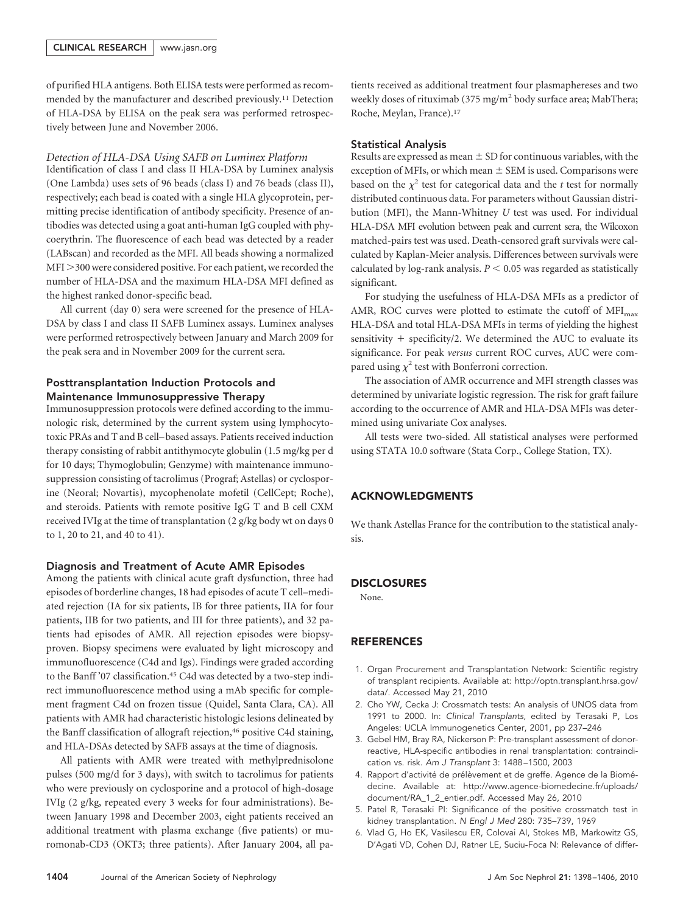of purified HLA antigens. Both ELISA tests were performed as recommended by the manufacturer and described previously.[11] Detection of HLA-DSA by ELISA on the peak sera was performed retrospectively between June and November 2006.

#### *Detection of HLA-DSA Using SAFB on Luminex Platform*

Identification of class I and class II HLA-DSA by Luminex analysis (One Lambda) uses sets of 96 beads (class I) and 76 beads (class II), respectively; each bead is coated with a single HLA glycoprotein, permitting precise identification of antibody specificity. Presence of antibodies was detected using a goat anti-human IgG coupled with phycoerythrin. The fluorescence of each bead was detected by a reader (LABscan) and recorded as the MFI. All beads showing a normalized MFI >300 were considered positive. For each patient, we recorded the number of HLA-DSA and the maximum HLA-DSA MFI defined as the highest ranked donor-specific bead.

All current (day 0) sera were screened for the presence of HLA-DSA by class I and class II SAFB Luminex assays. Luminex analyses were performed retrospectively between January and March 2009 for the peak sera and in November 2009 for the current sera.

### Posttransplantation Induction Protocols and Maintenance Immunosuppressive Therapy

Immunosuppression protocols were defined according to the immunologic risk, determined by the current system using lymphocytotoxic PRAs and T and B cell–based assays. Patients received induction therapy consisting of rabbit antithymocyte globulin (1.5 mg/kg per d for 10 days; Thymoglobulin; Genzyme) with maintenance immunosuppression consisting of tacrolimus (Prograf; Astellas) or cyclosporine (Neoral; Novartis), mycophenolate mofetil (CellCept; Roche), and steroids. Patients with remote positive IgG T and B cell CXM received IVIg at the time of transplantation (2 g/kg body wt on days 0 to 1, 20 to 21, and 40 to 41).

### Diagnosis and Treatment of Acute AMR Episodes

Among the patients with clinical acute graft dysfunction, three had episodes of borderline changes, 18 had episodes of acute T cell–mediated rejection (IA for six patients, IB for three patients, IIA for four patients, IIB for two patients, and III for three patients), and 32 patients had episodes of AMR. All rejection episodes were biopsy-proven. Biopsy specimens were evaluated by light microscopy and immunofluorescence (C4d and Igs). Findings were graded according to the Banff '07 classification.[45] C4d was detected by a two-step indirect immunofluorescence method using a mAb specific for complement fragment C4d on frozen tissue (Quidel, Santa Clara, CA). All patients with AMR had characteristic histologic lesions delineated by the Banff classification of allograft rejection,[46] positive C4d staining, and HLA-DSAs detected by SAFB assays at the time of diagnosis.

All patients with AMR were treated with methylprednisolone pulses (500 mg/d for 3 days), with switch to tacrolimus for patients who were previously on cyclosporine and a protocol of high-dosage IVIg (2 g/kg, repeated every 3 weeks for four administrations). Between January 1998 and December 2003, eight patients received an additional treatment with plasma exchange (five patients) or muromonab-CD3 (OKT3; three patients). After January 2004, all patients received as additional treatment four plasmaphereses and two weekly doses of rituximab (375 mg/m$^2$ body surface area; MabThera; Roche, Meylan, France).[17]

### Statistical Analysis

Results are expressed as mean ± SD for continuous variables, with the exception of MFIs, or which mean ± SEM is used. Comparisons were based on the $\chi^2$ test for categorical data and the *t* test for normally distributed continuous data. For parameters without Gaussian distribution (MFI), the Mann-Whitney *U* test was used. For individual HLA-DSA MFI evolution between peak and current sera, the Wilcoxon matched-pairs test was used. Death-censored graft survivals were calculated by Kaplan-Meier analysis. Differences between survivals were calculated by log-rank analysis. $P < 0.05$ was regarded as statistically significant.

For studying the usefulness of HLA-DSA MFIs as a predictor of AMR, ROC curves were plotted to estimate the cutoff of $MFI_{max}$ HLA-DSA and total HLA-DSA MFIs in terms of yielding the highest sensitivity + specificity/2. We determined the AUC to evaluate its significance. For peak *versus* current ROC curves, AUC were compared using $\chi^2$ test with Bonferroni correction.

The association of AMR occurrence and MFI strength classes was determined by univariate logistic regression. The risk for graft failure according to the occurrence of AMR and HLA-DSA MFIs was determined using univariate Cox analyses.

All tests were two-sided. All statistical analyses were performed using STATA 10.0 software (Stata Corp., College Station, TX).

## ACKNOWLEDGMENTS

We thank Astellas France for the contribution to the statistical analysis.

## DISCLOSURES

None.

## REFERENCES

1. Organ Procurement and Transplantation Network: Scientific registry of transplant recipients. Available at: http://optn.transplant.hrsa.gov/data/. Accessed May 21, 2010
2. Cho YW, Cecka J: Crossmatch tests: An analysis of UNOS data from 1991 to 2000. In: *Clinical Transplants*, edited by Terasaki P, Los Angeles: UCLA Immunogenetics Center, 2001, pp 237–246
3. Gebel HM, Bray RA, Nickerson P: Pre-transplant assessment of donor-reactive, HLA-specific antibodies in renal transplantation: contraindication vs. risk. *Am J Transplant* 3: 1488–1500, 2003
4. Rapport d'activité de prélèvement et de greffe. Agence de la Biomédecine. Available at: http://www.agence-biomedecine.fr/uploads/document/RA_1_2_entier.pdf. Accessed May 26, 2010
5. Patel R, Terasaki PI: Significance of the positive crossmatch test in kidney transplantation. *N Engl J Med* 280: 735–739, 1969
6. Vlad G, Ho EK, Vasilescu ER, Colovai AI, Stokes MB, Markowitz GS, D'Agati VD, Cohen DJ, Ratner LE, Suciu-Foca N: Relevance of differ-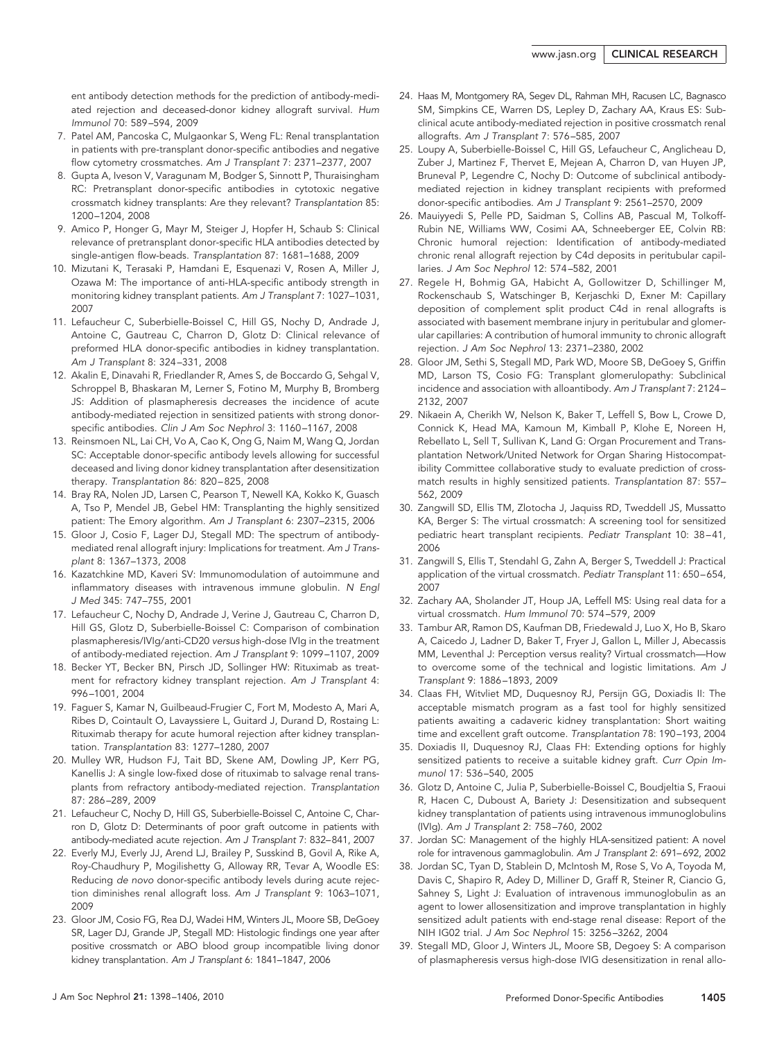ent antibody detection methods for the prediction of antibody-mediated rejection and deceased-donor kidney allograft survival. *Hum Immunol* 70: 589–594, 2009

7. Patel AM, Pancoska C, Mulgaonkar S, Weng FL: Renal transplantation in patients with pre-transplant donor-specific antibodies and negative flow cytometry crossmatches. *Am J Transplant* 7: 2371–2377, 2007
8. Gupta A, Iveson V, Varagunam M, Bodger S, Sinnott P, Thuraisingham RC: Pretransplant donor-specific antibodies in cytotoxic negative crossmatch kidney transplants: Are they relevant? *Transplantation* 85: 1200–1204, 2008
9. Amico P, Honger G, Mayr M, Steiger J, Hopfer H, Schaub S: Clinical relevance of pretransplant donor-specific HLA antibodies detected by single-antigen flow-beads. *Transplantation* 87: 1681–1688, 2009
10. Mizutani K, Terasaki P, Hamdani E, Esquenazi V, Rosen A, Miller J, Ozawa M: The importance of anti-HLA-specific antibody strength in monitoring kidney transplant patients. *Am J Transplant* 7: 1027–1031, 2007
11. Lefaucheur C, Suberbielle-Boissel C, Hill GS, Nochy D, Andrade J, Antoine C, Gautreau C, Charron D, Glotz D: Clinical relevance of preformed HLA donor-specific antibodies in kidney transplantation. *Am J Transplant* 8: 324–331, 2008
12. Akalin E, Dinavahi R, Friedlander R, Ames S, de Boccardo G, Sehgal V, Schroppel B, Bhaskaran M, Lerner S, Fotino M, Murphy B, Bromberg JS: Addition of plasmapheresis decreases the incidence of acute antibody-mediated rejection in sensitized patients with strong donor-specific antibodies. *Clin J Am Soc Nephrol* 3: 1160–1167, 2008
13. Reinsmoen NL, Lai CH, Vo A, Cao K, Ong G, Naim M, Wang Q, Jordan SC: Acceptable donor-specific antibody levels allowing for successful deceased and living donor kidney transplantation after desensitization therapy. *Transplantation* 86: 820–825, 2008
14. Bray RA, Nolen JD, Larsen C, Pearson T, Newell KA, Kokko K, Guasch A, Tso P, Mendel JB, Gebel HM: Transplanting the highly sensitized patient: The Emory algorithm. *Am J Transplant* 6: 2307–2315, 2006
15. Gloor J, Cosio F, Lager DJ, Stegall MD: The spectrum of antibody-mediated renal allograft injury: Implications for treatment. *Am J Transplant* 8: 1367–1373, 2008
16. Kazatchkine MD, Kaveri SV: Immunomodulation of autoimmune and inflammatory diseases with intravenous immune globulin. *N Engl J Med* 345: 747–755, 2001
17. Lefaucheur C, Nochy D, Andrade J, Verine J, Gautreau C, Charron D, Hill GS, Glotz D, Suberbielle-Boissel C: Comparison of combination plasmapheresis/IVIg/anti-CD20 *versus* high-dose IVIg in the treatment of antibody-mediated rejection. *Am J Transplant* 9: 1099–1107, 2009
18. Becker YT, Becker BN, Pirsch JD, Sollinger HW: Rituximab as treatment for refractory kidney transplant rejection. *Am J Transplant* 4: 996–1001, 2004
19. Faguer S, Kamar N, Guilbeaud-Frugier C, Fort M, Modesto A, Mari A, Ribes D, Cointault O, Lavayssiere L, Guitard J, Durand D, Rostaing L: Rituximab therapy for acute humoral rejection after kidney transplantation. *Transplantation* 83: 1277–1280, 2007
20. Mulley WR, Hudson FJ, Tait BD, Skene AM, Dowling JP, Kerr PG, Kanellis J: A single low-fixed dose of rituximab to salvage renal transplants from refractory antibody-mediated rejection. *Transplantation* 87: 286–289, 2009
21. Lefaucheur C, Nochy D, Hill GS, Suberbielle-Boissel C, Antoine C, Charron D, Glotz D: Determinants of poor graft outcome in patients with antibody-mediated acute rejection. *Am J Transplant* 7: 832–841, 2007
22. Everly MJ, Everly JJ, Arend LJ, Brailey P, Susskind B, Govil A, Rike A, Roy-Chaudhury P, Mogilishetty G, Alloway RR, Tevar A, Woodle ES: Reducing *de novo* donor-specific antibody levels during acute rejection diminishes renal allograft loss. *Am J Transplant* 9: 1063–1071, 2009
23. Gloor JM, Cosio FG, Rea DJ, Wadei HM, Winters JL, Moore SB, DeGoey SR, Lager DJ, Grande JP, Stegall MD: Histologic findings one year after positive crossmatch or ABO blood group incompatible living donor kidney transplantation. *Am J Transplant* 6: 1841–1847, 2006
24. Haas M, Montgomery RA, Segev DL, Rahman MH, Racusen LC, Bagnasco SM, Simpkins CE, Warren DS, Lepley D, Zachary AA, Kraus ES: Subclinical acute antibody-mediated rejection in positive crossmatch renal allografts. *Am J Transplant* 7: 576–585, 2007
25. Loupy A, Suberbielle-Boissel C, Hill GS, Lefaucheur C, Anglicheau D, Zuber J, Martinez F, Thervet E, Mejean A, Charron D, van Huyen JP, Bruneval P, Legendre C, Nochy D: Outcome of subclinical antibody-mediated rejection in kidney transplant recipients with preformed donor-specific antibodies. *Am J Transplant* 9: 2561–2570, 2009
26. Mauiyyedi S, Pelle PD, Saidman S, Collins AB, Pascual M, Tolkoff-Rubin NE, Williams WW, Cosimi AA, Schneeberger EE, Colvin RB: Chronic humoral rejection: Identification of antibody-mediated chronic renal allograft rejection by C4d deposits in peritubular capillaries. *J Am Soc Nephrol* 12: 574–582, 2001
27. Regele H, Bohmig GA, Habicht A, Gollowitzer D, Schillinger M, Rockenschaub S, Watschinger B, Kerjaschki D, Exner M: Capillary deposition of complement split product C4d in renal allografts is associated with basement membrane injury in peritubular and glomerular capillaries: A contribution of humoral immunity to chronic allograft rejection. *J Am Soc Nephrol* 13: 2371–2380, 2002
28. Gloor JM, Sethi S, Stegall MD, Park WD, Moore SB, DeGoey S, Griffin MD, Larson TS, Cosio FG: Transplant glomerulopathy: Subclinical incidence and association with alloantibody. *Am J Transplant* 7: 2124–2132, 2007
29. Nikaein A, Cherikh W, Nelson K, Baker T, Leffell S, Bow L, Crowe D, Connick K, Head MA, Kamoun M, Kimball P, Klohe E, Noreen H, Rebellato L, Sell T, Sullivan K, Land G: Organ Procurement and Transplantation Network/United Network for Organ Sharing Histocompatibility Committee collaborative study to evaluate prediction of crossmatch results in highly sensitized patients. *Transplantation* 87: 557–562, 2009
30. Zangwill SD, Ellis TM, Zlotocha J, Jaquiss RD, Tweddell JS, Mussatto KA, Berger S: The virtual crossmatch: A screening tool for sensitized pediatric heart transplant recipients. *Pediatr Transplant* 10: 38–41, 2006
31. Zangwill S, Ellis T, Stendahl G, Zahn A, Berger S, Tweddell J: Practical application of the virtual crossmatch. *Pediatr Transplant* 11: 650–654, 2007
32. Zachary AA, Sholander JT, Houp JA, Leffell MS: Using real data for a virtual crossmatch. *Hum Immunol* 70: 574–579, 2009
33. Tambur AR, Ramon DS, Kaufman DB, Friedewald J, Luo X, Ho B, Skaro A, Caicedo J, Ladner D, Baker T, Fryer J, Gallon L, Miller J, Abecassis MM, Leventhal J: Perception versus reality? Virtual crossmatch—How to overcome some of the technical and logistic limitations. *Am J Transplant* 9: 1886–1893, 2009
34. Claas FH, Witvliet MD, Duquesnoy RJ, Persijn GG, Doxiadis II: The acceptable mismatch program as a fast tool for highly sensitized patients awaiting a cadaveric kidney transplantation: Short waiting time and excellent graft outcome. *Transplantation* 78: 190–193, 2004
35. Doxiadis II, Duquesnoy RJ, Claas FH: Extending options for highly sensitized patients to receive a suitable kidney graft. *Curr Opin Immunol* 17: 536–540, 2005
36. Glotz D, Antoine C, Julia P, Suberbielle-Boissel C, Boudjeltia S, Fraoui R, Hacen C, Duboust A, Bariety J: Desensitization and subsequent kidney transplantation of patients using intravenous immunoglobulins (IVIg). *Am J Transplant* 2: 758–760, 2002
37. Jordan SC: Management of the highly HLA-sensitized patient: A novel role for intravenous gammaglobulin. *Am J Transplant* 2: 691–692, 2002
38. Jordan SC, Tyan D, Stablein D, McIntosh M, Rose S, Vo A, Toyoda M, Davis C, Shapiro R, Adey D, Milliner D, Graff R, Steiner R, Ciancio G, Sahney S, Light J: Evaluation of intravenous immunoglobulin as an agent to lower allosensitization and improve transplantation in highly sensitized adult patients with end-stage renal disease: Report of the NIH IG02 trial. *J Am Soc Nephrol* 15: 3256–3262, 2004
39. Stegall MD, Gloor J, Winters JL, Moore SB, Degoey S: A comparison of plasmapheresis versus high-dose IVIG desensitization in renal allo-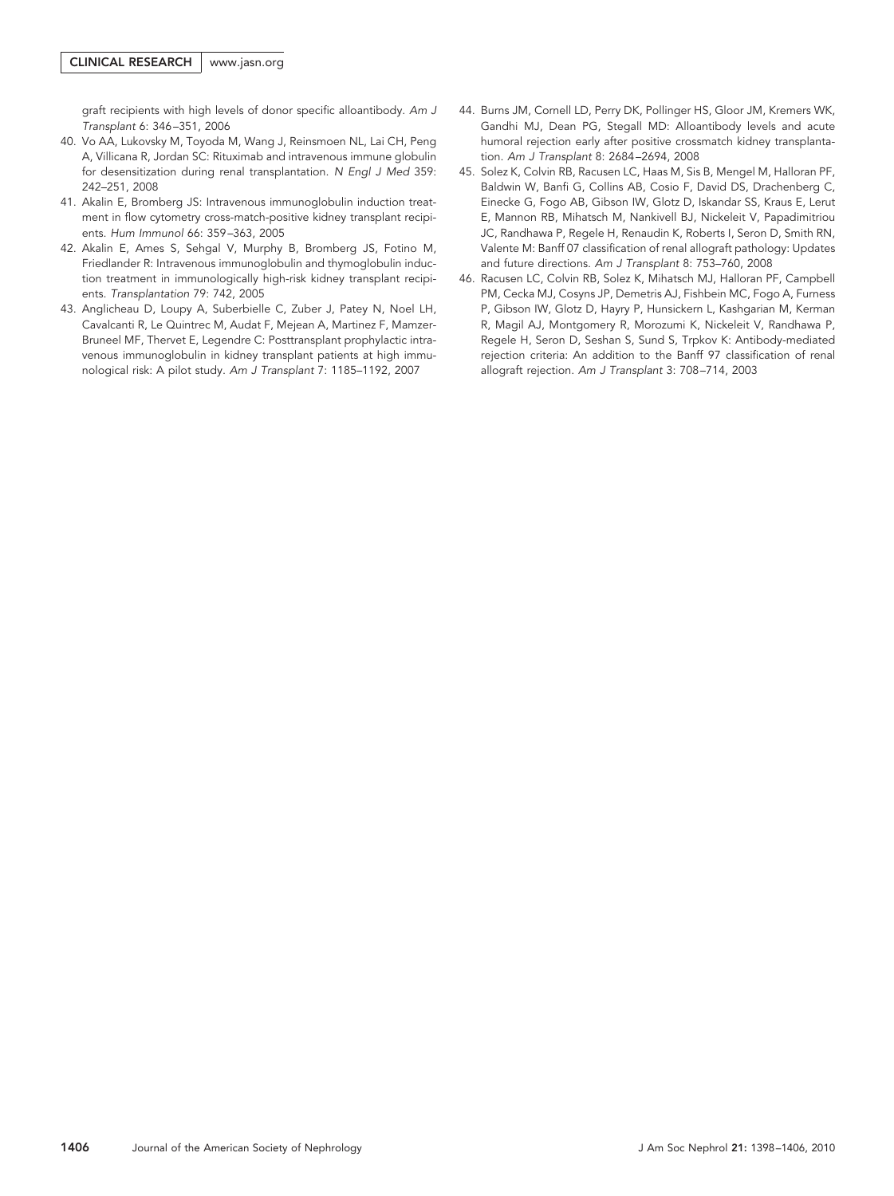graft recipients with high levels of donor specific alloantibody. *Am J Transplant* 6: 346–351, 2006

40. Vo AA, Lukovsky M, Toyoda M, Wang J, Reinsmoen NL, Lai CH, Peng A, Villicana R, Jordan SC: Rituximab and intravenous immune globulin for desensitization during renal transplantation. *N Engl J Med* 359: 242–251, 2008
41. Akalin E, Bromberg JS: Intravenous immunoglobulin induction treatment in flow cytometry cross-match-positive kidney transplant recipients. *Hum Immunol* 66: 359–363, 2005
42. Akalin E, Ames S, Sehgal V, Murphy B, Bromberg JS, Fotino M, Friedlander R: Intravenous immunoglobulin and thymoglobulin induction treatment in immunologically high-risk kidney transplant recipients. *Transplantation* 79: 742, 2005
43. Anglicheau D, Loupy A, Suberbielle C, Zuber J, Patey N, Noel LH, Cavalcanti R, Le Quintrec M, Audat F, Mejean A, Martinez F, Mamzer-Bruneel MF, Thervet E, Legendre C: Posttransplant prophylactic intravenous immunoglobulin in kidney transplant patients at high immunological risk: A pilot study. *Am J Transplant* 7: 1185–1192, 2007
44. Burns JM, Cornell LD, Perry DK, Pollinger HS, Gloor JM, Kremers WK, Gandhi MJ, Dean PG, Stegall MD: Alloantibody levels and acute humoral rejection early after positive crossmatch kidney transplantation. *Am J Transplant* 8: 2684–2694, 2008
45. Solez K, Colvin RB, Racusen LC, Haas M, Sis B, Mengel M, Halloran PF, Baldwin W, Banfi G, Collins AB, Cosio F, David DS, Drachenberg C, Einecke G, Fogo AB, Gibson IW, Glotz D, Iskandar SS, Kraus E, Lerut E, Mannon RB, Mihatsch M, Nankivell BJ, Nickeleit V, Papadimitriou JC, Randhawa P, Regele H, Renaudin K, Roberts I, Seron D, Smith RN, Valente M: Banff 07 classification of renal allograft pathology: Updates and future directions. *Am J Transplant* 8: 753–760, 2008
46. Racusen LC, Colvin RB, Solez K, Mihatsch MJ, Halloran PF, Campbell PM, Cecka MJ, Cosyns JP, Demetris AJ, Fishbein MC, Fogo A, Furness P, Gibson IW, Glotz D, Hayry P, Hunsickern L, Kashgarian M, Kerman R, Magil AJ, Montgomery R, Morozumi K, Nickeleit V, Randhawa P, Regele H, Seron D, Seshan S, Sund S, Trpkov K: Antibody-mediated rejection criteria: An addition to the Banff 97 classification of renal allograft rejection. *Am J Transplant* 3: 708–714, 2003